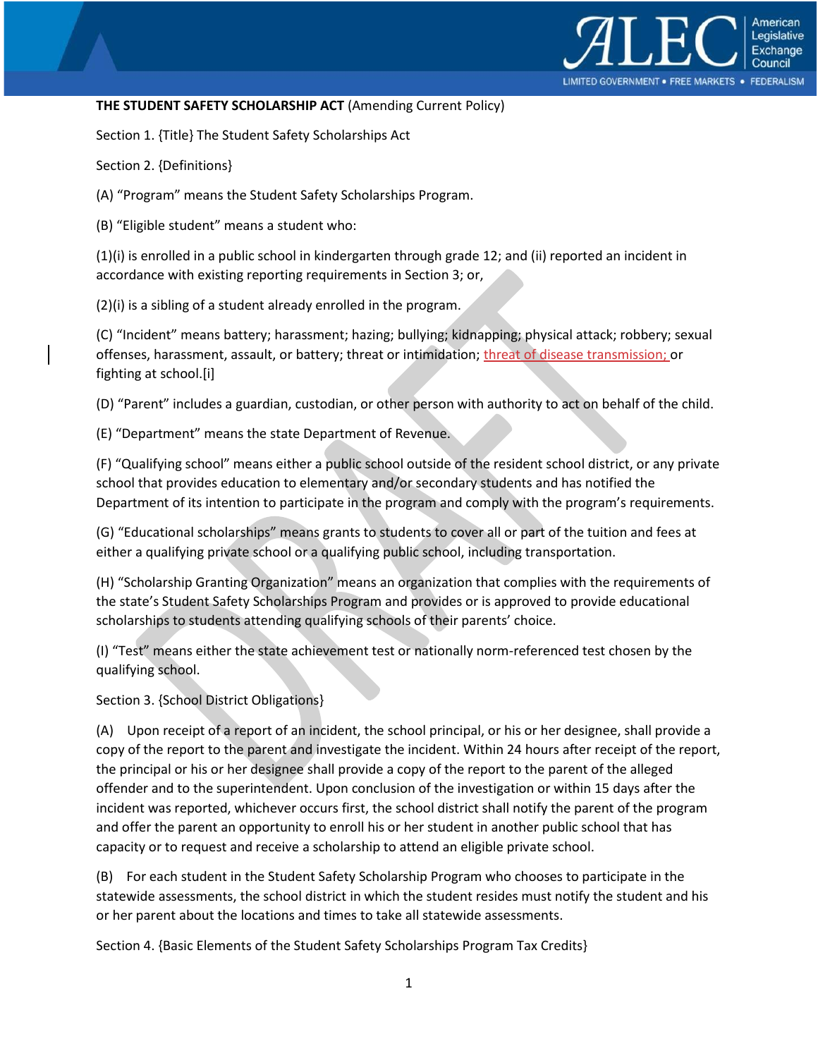**THE STUDENT SAFETY SCHOLARSHIP ACT** (Amending Current Policy)

Section 1. {Title} The Student Safety Scholarships Act

Section 2. {Definitions}

(A) "Program" means the Student Safety Scholarships Program.

(B) "Eligible student" means a student who:

(1)(i) is enrolled in a public school in kindergarten through grade 12; and (ii) reported an incident in accordance with existing reporting requirements in Section 3; or,

(2)(i) is a sibling of a student already enrolled in the program.

(C) "Incident" means battery; harassment; hazing; bullying; kidnapping; physical attack; robbery; sexual offenses, harassment, assault, or battery; threat or intimidation; threat of disease transmission; or fighting at school.[i]

(D) "Parent" includes a guardian, custodian, or other person with authority to act on behalf of the child.

(E) "Department" means the state Department of Revenue.

(F) "Qualifying school" means either a public school outside of the resident school district, or any private school that provides education to elementary and/or secondary students and has notified the Department of its intention to participate in the program and comply with the program's requirements.

(G) "Educational scholarships" means grants to students to cover all or part of the tuition and fees at either a qualifying private school or a qualifying public school, including transportation.

(H) "Scholarship Granting Organization" means an organization that complies with the requirements of the state's Student Safety Scholarships Program and provides or is approved to provide educational scholarships to students attending qualifying schools of their parents' choice.

(I) "Test" means either the state achievement test or nationally norm-referenced test chosen by the qualifying school.

Section 3. {School District Obligations}

(A) Upon receipt of a report of an incident, the school principal, or his or her designee, shall provide a copy of the report to the parent and investigate the incident. Within 24 hours after receipt of the report, the principal or his or her designee shall provide a copy of the report to the parent of the alleged offender and to the superintendent. Upon conclusion of the investigation or within 15 days after the incident was reported, whichever occurs first, the school district shall notify the parent of the program and offer the parent an opportunity to enroll his or her student in another public school that has capacity or to request and receive a scholarship to attend an eligible private school.

(B) For each student in the Student Safety Scholarship Program who chooses to participate in the statewide assessments, the school district in which the student resides must notify the student and his or her parent about the locations and times to take all statewide assessments.

Section 4. {Basic Elements of the Student Safety Scholarships Program Tax Credits}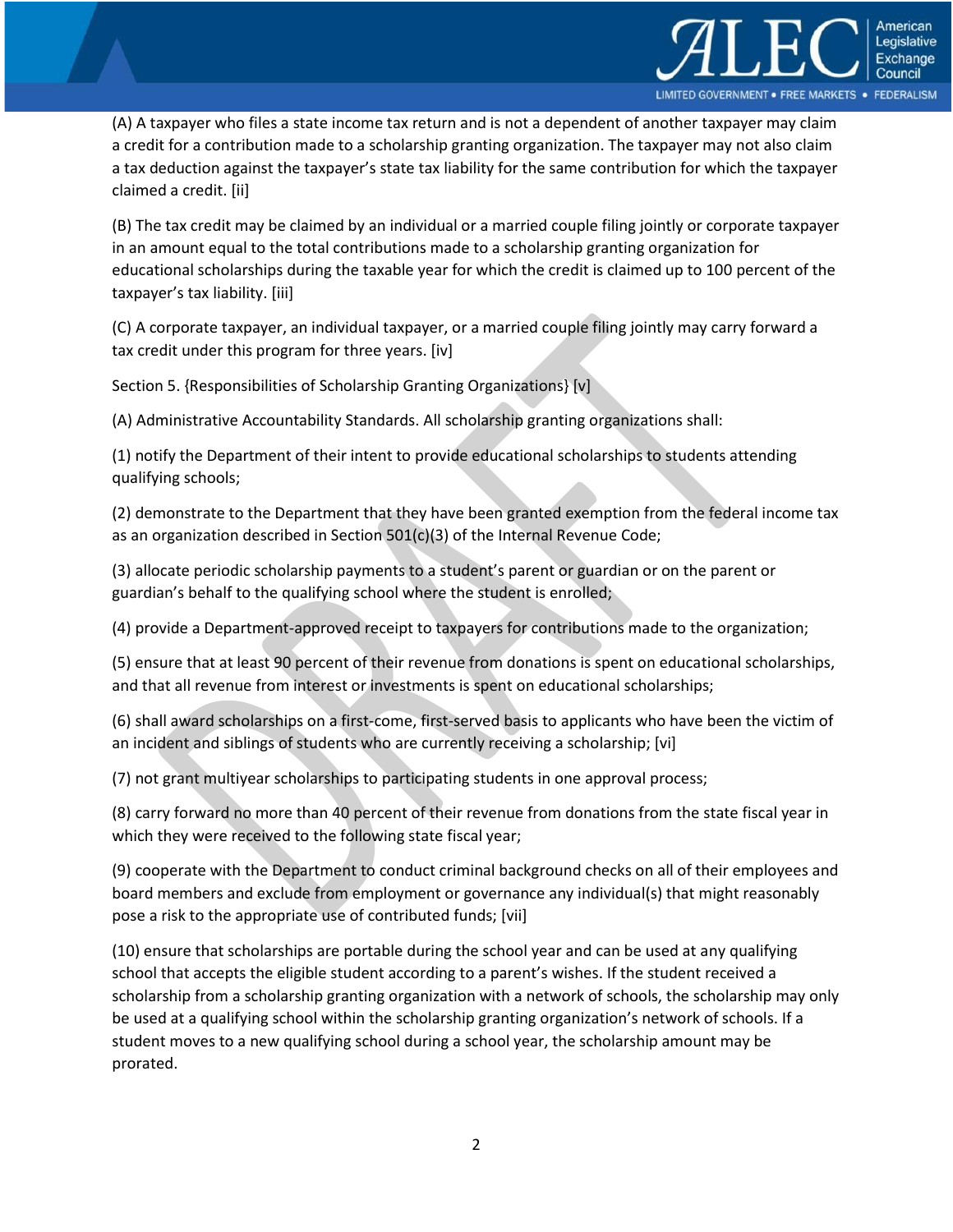(A) A taxpayer who files a state income tax return and is not a dependent of another taxpayer may claim a credit for a contribution made to a scholarship granting organization. The taxpayer may not also claim a tax deduction against the taxpayer's state tax liability for the same contribution for which the taxpayer claimed a credit. [ii]

(B) The tax credit may be claimed by an individual or a married couple filing jointly or corporate taxpayer in an amount equal to the total contributions made to a scholarship granting organization for educational scholarships during the taxable year for which the credit is claimed up to 100 percent of the taxpayer's tax liability. [iii]

(C) A corporate taxpayer, an individual taxpayer, or a married couple filing jointly may carry forward a tax credit under this program for three years. [iv]

Section 5. {Responsibilities of Scholarship Granting Organizations} [v]

(A) Administrative Accountability Standards. All scholarship granting organizations shall:

(1) notify the Department of their intent to provide educational scholarships to students attending qualifying schools;

(2) demonstrate to the Department that they have been granted exemption from the federal income tax as an organization described in Section 501(c)(3) of the Internal Revenue Code;

(3) allocate periodic scholarship payments to a student's parent or guardian or on the parent or guardian's behalf to the qualifying school where the student is enrolled;

(4) provide a Department-approved receipt to taxpayers for contributions made to the organization;

(5) ensure that at least 90 percent of their revenue from donations is spent on educational scholarships, and that all revenue from interest or investments is spent on educational scholarships;

(6) shall award scholarships on a first-come, first-served basis to applicants who have been the victim of an incident and siblings of students who are currently receiving a scholarship; [vi]

(7) not grant multiyear scholarships to participating students in one approval process;

(8) carry forward no more than 40 percent of their revenue from donations from the state fiscal year in which they were received to the following state fiscal year;

(9) cooperate with the Department to conduct criminal background checks on all of their employees and board members and exclude from employment or governance any individual(s) that might reasonably pose a risk to the appropriate use of contributed funds; [vii]

(10) ensure that scholarships are portable during the school year and can be used at any qualifying school that accepts the eligible student according to a parent's wishes. If the student received a scholarship from a scholarship granting organization with a network of schools, the scholarship may only be used at a qualifying school within the scholarship granting organization's network of schools. If a student moves to a new qualifying school during a school year, the scholarship amount may be prorated.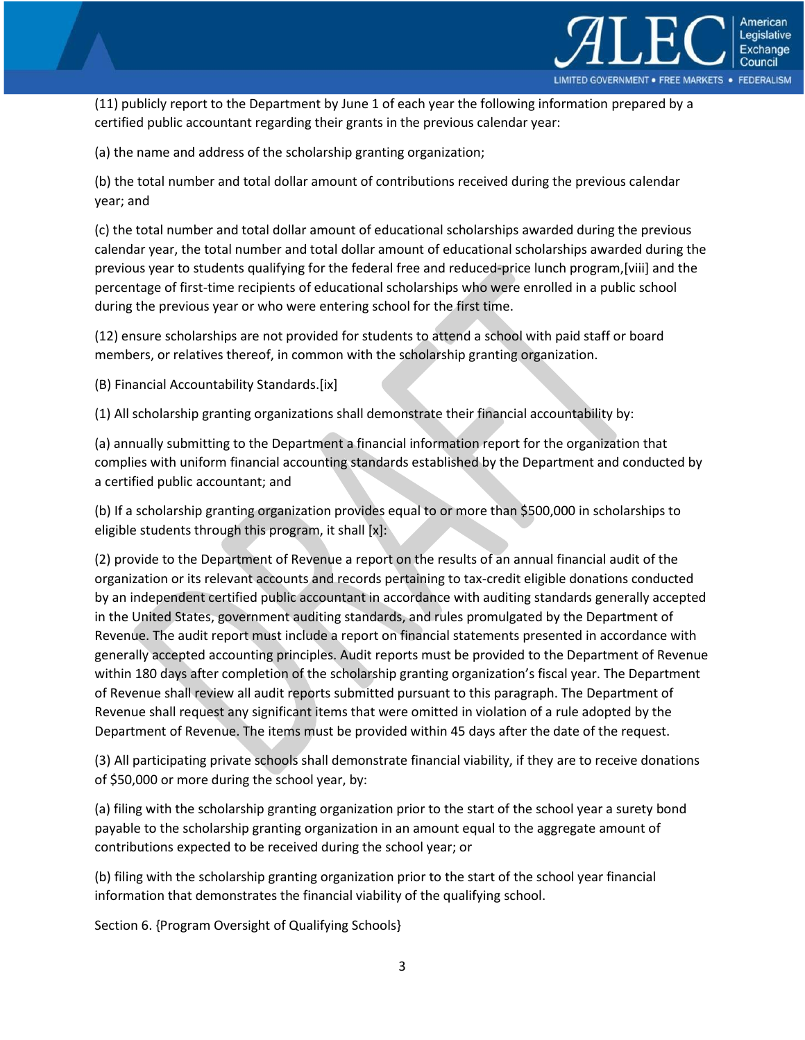(11) publicly report to the Department by June 1 of each year the following information prepared by a certified public accountant regarding their grants in the previous calendar year:

(a) the name and address of the scholarship granting organization;

(b) the total number and total dollar amount of contributions received during the previous calendar year; and

(c) the total number and total dollar amount of educational scholarships awarded during the previous calendar year, the total number and total dollar amount of educational scholarships awarded during the previous year to students qualifying for the federal free and reduced-price lunch program,[viii] and the percentage of first-time recipients of educational scholarships who were enrolled in a public school during the previous year or who were entering school for the first time.

(12) ensure scholarships are not provided for students to attend a school with paid staff or board members, or relatives thereof, in common with the scholarship granting organization.

(B) Financial Accountability Standards.[ix]

(1) All scholarship granting organizations shall demonstrate their financial accountability by:

(a) annually submitting to the Department a financial information report for the organization that complies with uniform financial accounting standards established by the Department and conducted by a certified public accountant; and

(b) If a scholarship granting organization provides equal to or more than $500,000 in scholarships to eligible students through this program, it shall [x]:

(2) provide to the Department of Revenue a report on the results of an annual financial audit of the organization or its relevant accounts and records pertaining to tax-credit eligible donations conducted by an independent certified public accountant in accordance with auditing standards generally accepted in the United States, government auditing standards, and rules promulgated by the Department of Revenue. The audit report must include a report on financial statements presented in accordance with generally accepted accounting principles. Audit reports must be provided to the Department of Revenue within 180 days after completion of the scholarship granting organization's fiscal year. The Department of Revenue shall review all audit reports submitted pursuant to this paragraph. The Department of Revenue shall request any significant items that were omitted in violation of a rule adopted by the Department of Revenue. The items must be provided within 45 days after the date of the request.

(3) All participating private schools shall demonstrate financial viability, if they are to receive donations of $50,000 or more during the school year, by:

(a) filing with the scholarship granting organization prior to the start of the school year a surety bond payable to the scholarship granting organization in an amount equal to the aggregate amount of contributions expected to be received during the school year; or

(b) filing with the scholarship granting organization prior to the start of the school year financial information that demonstrates the financial viability of the qualifying school.

Section 6. {Program Oversight of Qualifying Schools}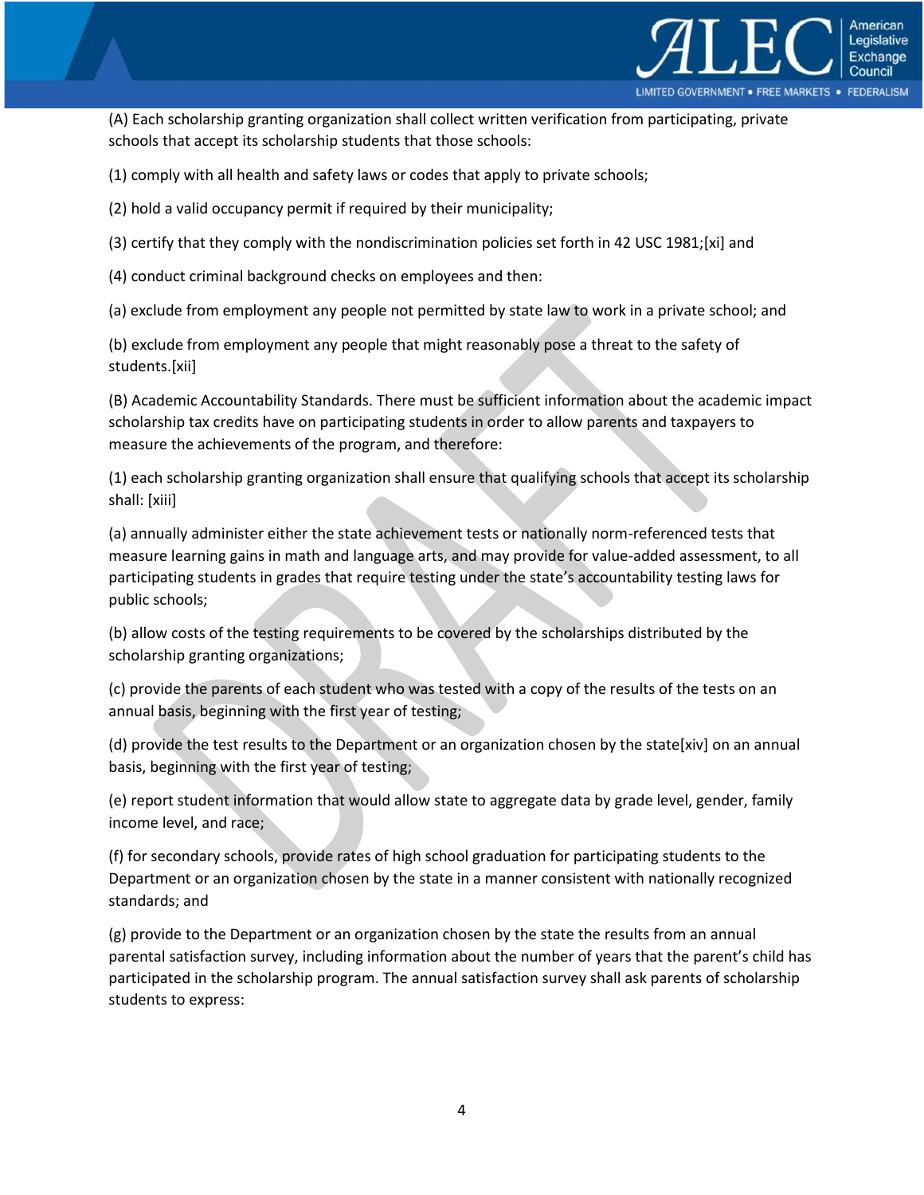(A) Each scholarship granting organization shall collect written verification from participating, private schools that accept its scholarship students that those schools:

(1) comply with all health and safety laws or codes that apply to private schools;

(2) hold a valid occupancy permit if required by their municipality;

(3) certify that they comply with the nondiscrimination policies set forth in 42 USC 1981;[xi] and

(4) conduct criminal background checks on employees and then:

(a) exclude from employment any people not permitted by state law to work in a private school; and

(b) exclude from employment any people that might reasonably pose a threat to the safety of students.[xii]

(B) Academic Accountability Standards. There must be sufficient information about the academic impact scholarship tax credits have on participating students in order to allow parents and taxpayers to measure the achievements of the program, and therefore:

(1) each scholarship granting organization shall ensure that qualifying schools that accept its scholarship shall: [xiii]

(a) annually administer either the state achievement tests or nationally norm-referenced tests that measure learning gains in math and language arts, and may provide for value-added assessment, to all participating students in grades that require testing under the state's accountability testing laws for public schools;

(b) allow costs of the testing requirements to be covered by the scholarships distributed by the scholarship granting organizations;

(c) provide the parents of each student who was tested with a copy of the results of the tests on an annual basis, beginning with the first year of testing;

(d) provide the test results to the Department or an organization chosen by the state[xiv] on an annual basis, beginning with the first year of testing;

(e) report student information that would allow state to aggregate data by grade level, gender, family income level, and race;

(f) for secondary schools, provide rates of high school graduation for participating students to the Department or an organization chosen by the state in a manner consistent with nationally recognized standards; and

(g) provide to the Department or an organization chosen by the state the results from an annual parental satisfaction survey, including information about the number of years that the parent's child has participated in the scholarship program. The annual satisfaction survey shall ask parents of scholarship students to express: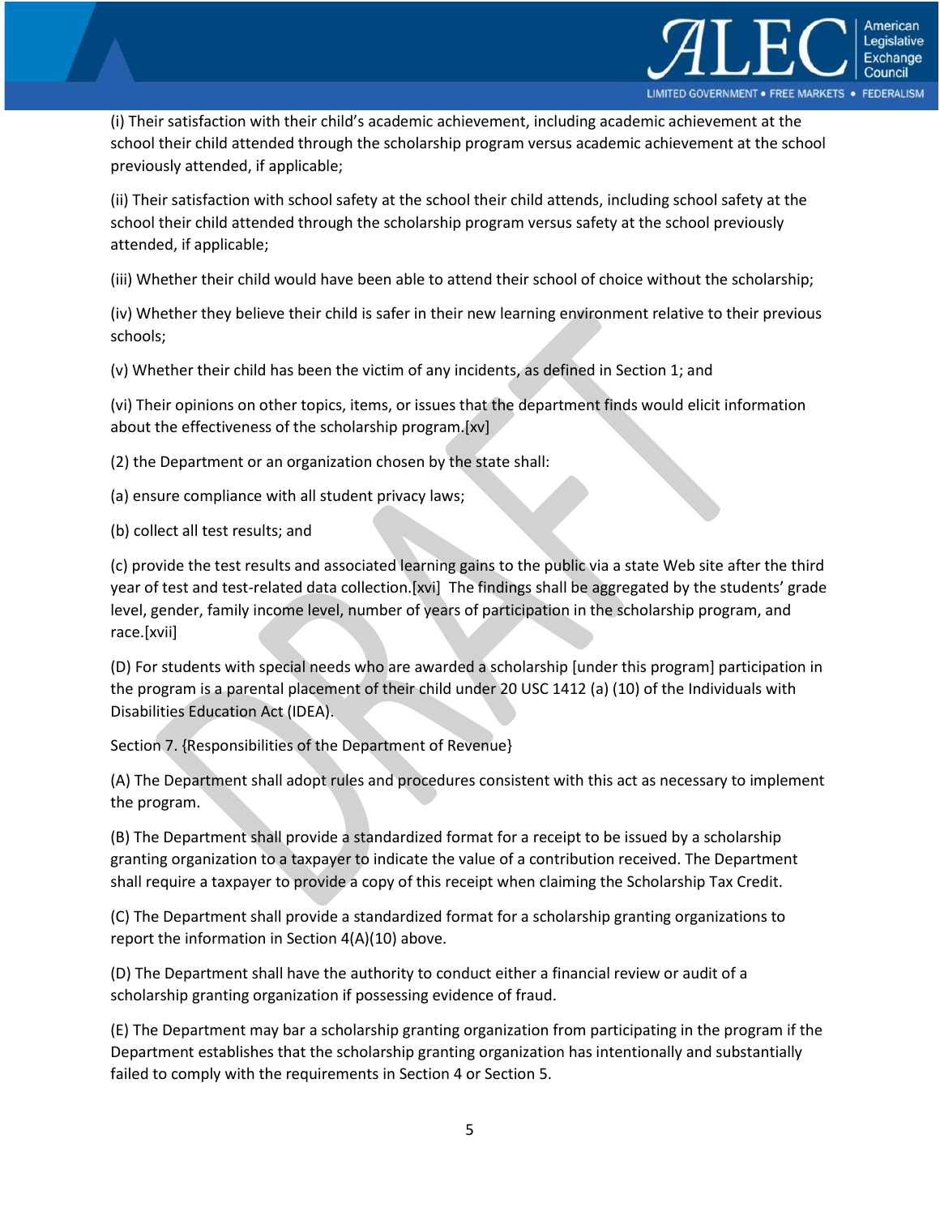(i) Their satisfaction with their child's academic achievement, including academic achievement at the school their child attended through the scholarship program versus academic achievement at the school previously attended, if applicable;

(ii) Their satisfaction with school safety at the school their child attends, including school safety at the school their child attended through the scholarship program versus safety at the school previously attended, if applicable;

(iii) Whether their child would have been able to attend their school of choice without the scholarship;

(iv) Whether they believe their child is safer in their new learning environment relative to their previous schools;

(v) Whether their child has been the victim of any incidents, as defined in Section 1; and

(vi) Their opinions on other topics, items, or issues that the department finds would elicit information about the effectiveness of the scholarship program.[xv]

(2) the Department or an organization chosen by the state shall:

(a) ensure compliance with all student privacy laws;

(b) collect all test results; and

(c) provide the test results and associated learning gains to the public via a state Web site after the third year of test and test-related data collection.[xvi] The findings shall be aggregated by the students' grade level, gender, family income level, number of years of participation in the scholarship program, and race.[xvii]

(D) For students with special needs who are awarded a scholarship [under this program] participation in the program is a parental placement of their child under 20 USC 1412 (a) (10) of the Individuals with Disabilities Education Act (IDEA).

Section 7. {Responsibilities of the Department of Revenue}

(A) The Department shall adopt rules and procedures consistent with this act as necessary to implement the program.

(B) The Department shall provide a standardized format for a receipt to be issued by a scholarship granting organization to a taxpayer to indicate the value of a contribution received. The Department shall require a taxpayer to provide a copy of this receipt when claiming the Scholarship Tax Credit.

(C) The Department shall provide a standardized format for a scholarship granting organizations to report the information in Section 4(A)(10) above.

(D) The Department shall have the authority to conduct either a financial review or audit of a scholarship granting organization if possessing evidence of fraud.

(E) The Department may bar a scholarship granting organization from participating in the program if the Department establishes that the scholarship granting organization has intentionally and substantially failed to comply with the requirements in Section 4 or Section 5.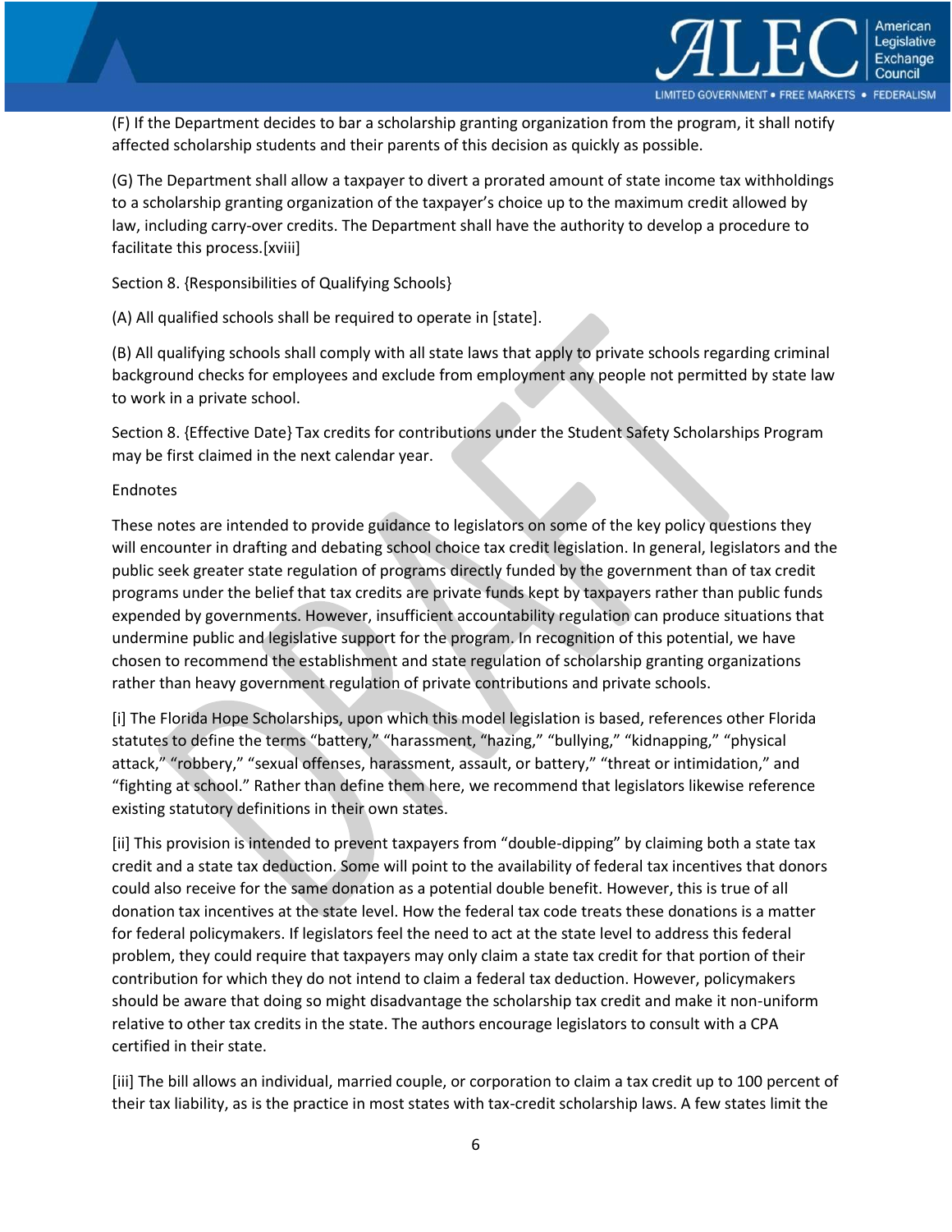(F) If the Department decides to bar a scholarship granting organization from the program, it shall notify affected scholarship students and their parents of this decision as quickly as possible.

(G) The Department shall allow a taxpayer to divert a prorated amount of state income tax withholdings to a scholarship granting organization of the taxpayer's choice up to the maximum credit allowed by law, including carry-over credits. The Department shall have the authority to develop a procedure to facilitate this process.[xviii]

Section 8. {Responsibilities of Qualifying Schools}

(A) All qualified schools shall be required to operate in [state].

(B) All qualifying schools shall comply with all state laws that apply to private schools regarding criminal background checks for employees and exclude from employment any people not permitted by state law to work in a private school.

Section 8. {Effective Date} Tax credits for contributions under the Student Safety Scholarships Program may be first claimed in the next calendar year.

Endnotes

These notes are intended to provide guidance to legislators on some of the key policy questions they will encounter in drafting and debating school choice tax credit legislation. In general, legislators and the public seek greater state regulation of programs directly funded by the government than of tax credit programs under the belief that tax credits are private funds kept by taxpayers rather than public funds expended by governments. However, insufficient accountability regulation can produce situations that undermine public and legislative support for the program. In recognition of this potential, we have chosen to recommend the establishment and state regulation of scholarship granting organizations rather than heavy government regulation of private contributions and private schools.

[i] The Florida Hope Scholarships, upon which this model legislation is based, references other Florida statutes to define the terms "battery," "harassment, "hazing," "bullying," "kidnapping," "physical attack," "robbery," "sexual offenses, harassment, assault, or battery," "threat or intimidation," and "fighting at school." Rather than define them here, we recommend that legislators likewise reference existing statutory definitions in their own states.

[ii] This provision is intended to prevent taxpayers from "double-dipping" by claiming both a state tax credit and a state tax deduction. Some will point to the availability of federal tax incentives that donors could also receive for the same donation as a potential double benefit. However, this is true of all donation tax incentives at the state level. How the federal tax code treats these donations is a matter for federal policymakers. If legislators feel the need to act at the state level to address this federal problem, they could require that taxpayers may only claim a state tax credit for that portion of their contribution for which they do not intend to claim a federal tax deduction. However, policymakers should be aware that doing so might disadvantage the scholarship tax credit and make it non-uniform relative to other tax credits in the state. The authors encourage legislators to consult with a CPA certified in their state.

[iii] The bill allows an individual, married couple, or corporation to claim a tax credit up to 100 percent of their tax liability, as is the practice in most states with tax-credit scholarship laws. A few states limit the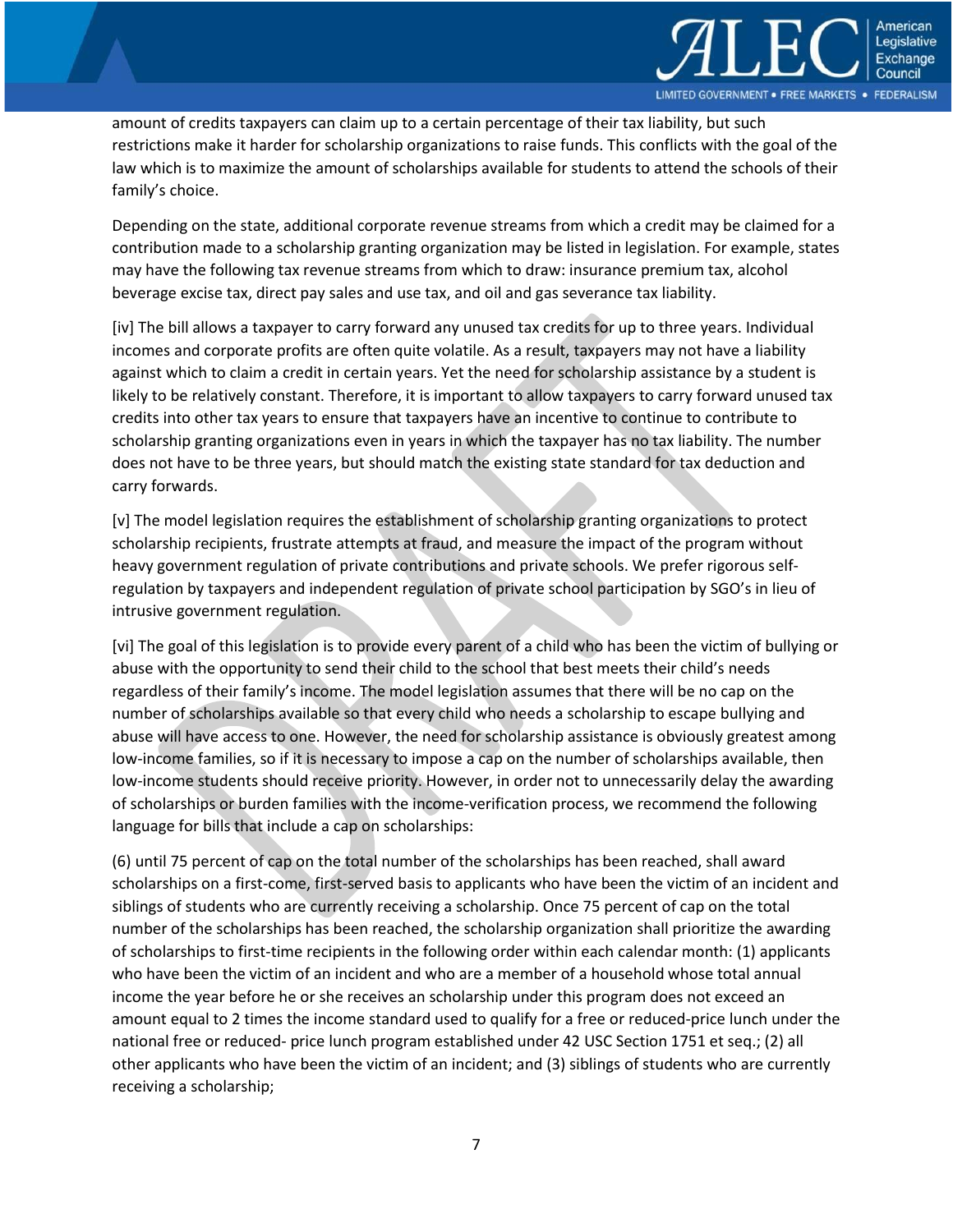amount of credits taxpayers can claim up to a certain percentage of their tax liability, but such restrictions make it harder for scholarship organizations to raise funds. This conflicts with the goal of the law which is to maximize the amount of scholarships available for students to attend the schools of their family's choice.

Depending on the state, additional corporate revenue streams from which a credit may be claimed for a contribution made to a scholarship granting organization may be listed in legislation. For example, states may have the following tax revenue streams from which to draw: insurance premium tax, alcohol beverage excise tax, direct pay sales and use tax, and oil and gas severance tax liability.

[iv] The bill allows a taxpayer to carry forward any unused tax credits for up to three years. Individual incomes and corporate profits are often quite volatile. As a result, taxpayers may not have a liability against which to claim a credit in certain years. Yet the need for scholarship assistance by a student is likely to be relatively constant. Therefore, it is important to allow taxpayers to carry forward unused tax credits into other tax years to ensure that taxpayers have an incentive to continue to contribute to scholarship granting organizations even in years in which the taxpayer has no tax liability. The number does not have to be three years, but should match the existing state standard for tax deduction and carry forwards.

[v] The model legislation requires the establishment of scholarship granting organizations to protect scholarship recipients, frustrate attempts at fraud, and measure the impact of the program without heavy government regulation of private contributions and private schools. We prefer rigorous self-regulation by taxpayers and independent regulation of private school participation by SGO's in lieu of intrusive government regulation.

[vi] The goal of this legislation is to provide every parent of a child who has been the victim of bullying or abuse with the opportunity to send their child to the school that best meets their child's needs regardless of their family's income. The model legislation assumes that there will be no cap on the number of scholarships available so that every child who needs a scholarship to escape bullying and abuse will have access to one. However, the need for scholarship assistance is obviously greatest among low-income families, so if it is necessary to impose a cap on the number of scholarships available, then low-income students should receive priority. However, in order not to unnecessarily delay the awarding of scholarships or burden families with the income-verification process, we recommend the following language for bills that include a cap on scholarships:

(6) until 75 percent of cap on the total number of the scholarships has been reached, shall award scholarships on a first-come, first-served basis to applicants who have been the victim of an incident and siblings of students who are currently receiving a scholarship. Once 75 percent of cap on the total number of the scholarships has been reached, the scholarship organization shall prioritize the awarding of scholarships to first-time recipients in the following order within each calendar month: (1) applicants who have been the victim of an incident and who are a member of a household whose total annual income the year before he or she receives an scholarship under this program does not exceed an amount equal to 2 times the income standard used to qualify for a free or reduced-price lunch under the national free or reduced- price lunch program established under 42 USC Section 1751 et seq.; (2) all other applicants who have been the victim of an incident; and (3) siblings of students who are currently receiving a scholarship;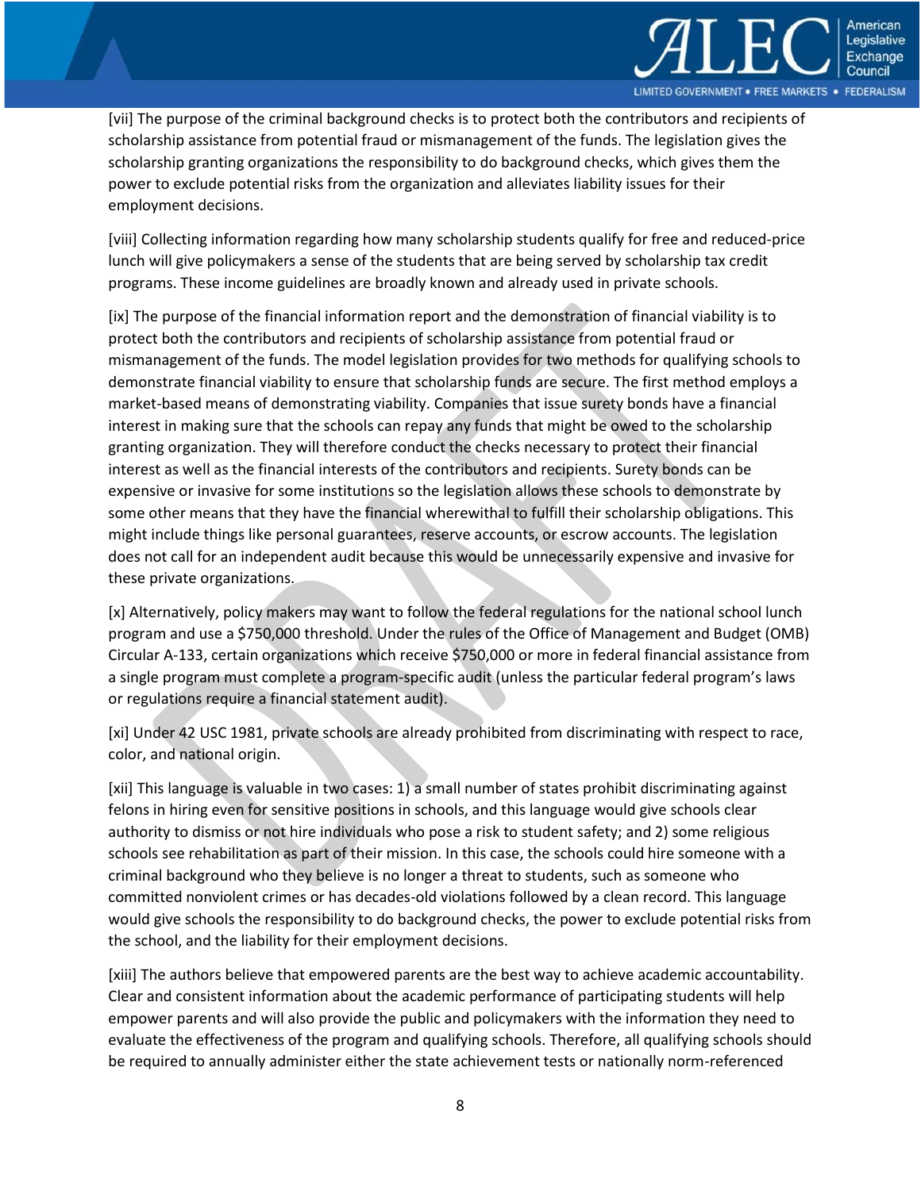[vii] The purpose of the criminal background checks is to protect both the contributors and recipients of scholarship assistance from potential fraud or mismanagement of the funds. The legislation gives the scholarship granting organizations the responsibility to do background checks, which gives them the power to exclude potential risks from the organization and alleviates liability issues for their employment decisions.

[viii] Collecting information regarding how many scholarship students qualify for free and reduced-price lunch will give policymakers a sense of the students that are being served by scholarship tax credit programs. These income guidelines are broadly known and already used in private schools.

[ix] The purpose of the financial information report and the demonstration of financial viability is to protect both the contributors and recipients of scholarship assistance from potential fraud or mismanagement of the funds. The model legislation provides for two methods for qualifying schools to demonstrate financial viability to ensure that scholarship funds are secure. The first method employs a market-based means of demonstrating viability. Companies that issue surety bonds have a financial interest in making sure that the schools can repay any funds that might be owed to the scholarship granting organization. They will therefore conduct the checks necessary to protect their financial interest as well as the financial interests of the contributors and recipients. Surety bonds can be expensive or invasive for some institutions so the legislation allows these schools to demonstrate by some other means that they have the financial wherewithal to fulfill their scholarship obligations. This might include things like personal guarantees, reserve accounts, or escrow accounts. The legislation does not call for an independent audit because this would be unnecessarily expensive and invasive for these private organizations.

[x] Alternatively, policy makers may want to follow the federal regulations for the national school lunch program and use a $750,000 threshold. Under the rules of the Office of Management and Budget (OMB) Circular A-133, certain organizations which receive $750,000 or more in federal financial assistance from a single program must complete a program-specific audit (unless the particular federal program's laws or regulations require a financial statement audit).

[xi] Under 42 USC 1981, private schools are already prohibited from discriminating with respect to race, color, and national origin.

[xii] This language is valuable in two cases: 1) a small number of states prohibit discriminating against felons in hiring even for sensitive positions in schools, and this language would give schools clear authority to dismiss or not hire individuals who pose a risk to student safety; and 2) some religious schools see rehabilitation as part of their mission. In this case, the schools could hire someone with a criminal background who they believe is no longer a threat to students, such as someone who committed nonviolent crimes or has decades-old violations followed by a clean record. This language would give schools the responsibility to do background checks, the power to exclude potential risks from the school, and the liability for their employment decisions.

[xiii] The authors believe that empowered parents are the best way to achieve academic accountability. Clear and consistent information about the academic performance of participating students will help empower parents and will also provide the public and policymakers with the information they need to evaluate the effectiveness of the program and qualifying schools. Therefore, all qualifying schools should be required to annually administer either the state achievement tests or nationally norm-referenced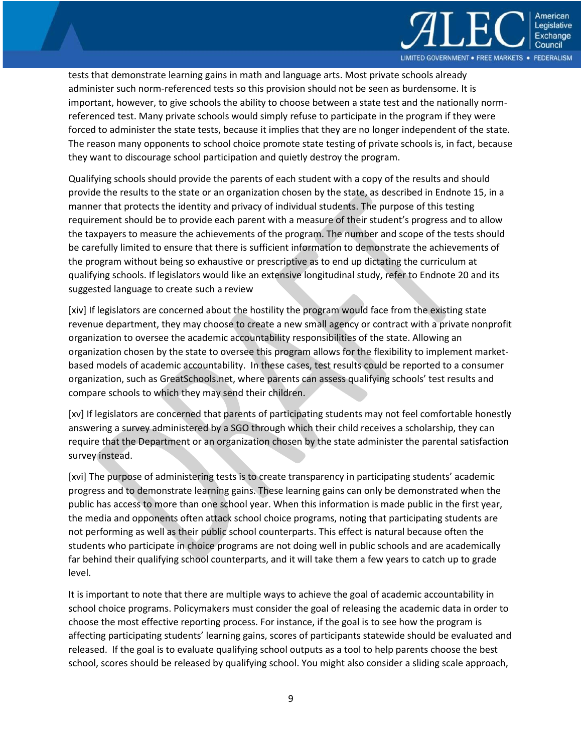tests that demonstrate learning gains in math and language arts. Most private schools already administer such norm-referenced tests so this provision should not be seen as burdensome. It is important, however, to give schools the ability to choose between a state test and the nationally norm-referenced test. Many private schools would simply refuse to participate in the program if they were forced to administer the state tests, because it implies that they are no longer independent of the state. The reason many opponents to school choice promote state testing of private schools is, in fact, because they want to discourage school participation and quietly destroy the program.

Qualifying schools should provide the parents of each student with a copy of the results and should provide the results to the state or an organization chosen by the state, as described in Endnote 15, in a manner that protects the identity and privacy of individual students. The purpose of this testing requirement should be to provide each parent with a measure of their student's progress and to allow the taxpayers to measure the achievements of the program. The number and scope of the tests should be carefully limited to ensure that there is sufficient information to demonstrate the achievements of the program without being so exhaustive or prescriptive as to end up dictating the curriculum at qualifying schools. If legislators would like an extensive longitudinal study, refer to Endnote 20 and its suggested language to create such a review

[xiv] If legislators are concerned about the hostility the program would face from the existing state revenue department, they may choose to create a new small agency or contract with a private nonprofit organization to oversee the academic accountability responsibilities of the state. Allowing an organization chosen by the state to oversee this program allows for the flexibility to implement market-based models of academic accountability. In these cases, test results could be reported to a consumer organization, such as GreatSchools.net, where parents can assess qualifying schools' test results and compare schools to which they may send their children.

[xv] If legislators are concerned that parents of participating students may not feel comfortable honestly answering a survey administered by a SGO through which their child receives a scholarship, they can require that the Department or an organization chosen by the state administer the parental satisfaction survey instead.

[xvi] The purpose of administering tests is to create transparency in participating students' academic progress and to demonstrate learning gains. These learning gains can only be demonstrated when the public has access to more than one school year. When this information is made public in the first year, the media and opponents often attack school choice programs, noting that participating students are not performing as well as their public school counterparts. This effect is natural because often the students who participate in choice programs are not doing well in public schools and are academically far behind their qualifying school counterparts, and it will take them a few years to catch up to grade level.

It is important to note that there are multiple ways to achieve the goal of academic accountability in school choice programs. Policymakers must consider the goal of releasing the academic data in order to choose the most effective reporting process. For instance, if the goal is to see how the program is affecting participating students' learning gains, scores of participants statewide should be evaluated and released. If the goal is to evaluate qualifying school outputs as a tool to help parents choose the best school, scores should be released by qualifying school. You might also consider a sliding scale approach,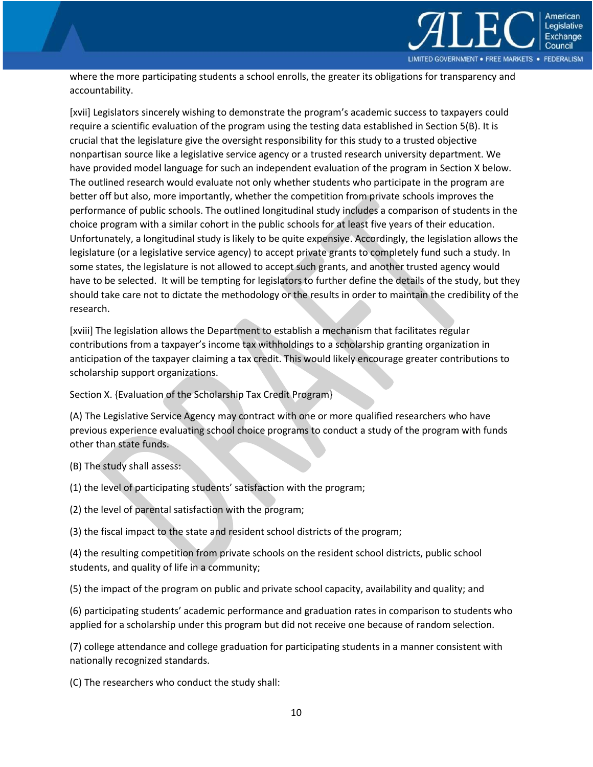where the more participating students a school enrolls, the greater its obligations for transparency and accountability.

[xvii] Legislators sincerely wishing to demonstrate the program's academic success to taxpayers could require a scientific evaluation of the program using the testing data established in Section 5(B). It is crucial that the legislature give the oversight responsibility for this study to a trusted objective nonpartisan source like a legislative service agency or a trusted research university department. We have provided model language for such an independent evaluation of the program in Section X below. The outlined research would evaluate not only whether students who participate in the program are better off but also, more importantly, whether the competition from private schools improves the performance of public schools. The outlined longitudinal study includes a comparison of students in the choice program with a similar cohort in the public schools for at least five years of their education. Unfortunately, a longitudinal study is likely to be quite expensive. Accordingly, the legislation allows the legislature (or a legislative service agency) to accept private grants to completely fund such a study. In some states, the legislature is not allowed to accept such grants, and another trusted agency would have to be selected. It will be tempting for legislators to further define the details of the study, but they should take care not to dictate the methodology or the results in order to maintain the credibility of the research.

[xviii] The legislation allows the Department to establish a mechanism that facilitates regular contributions from a taxpayer's income tax withholdings to a scholarship granting organization in anticipation of the taxpayer claiming a tax credit. This would likely encourage greater contributions to scholarship support organizations.

Section X. {Evaluation of the Scholarship Tax Credit Program}

(A) The Legislative Service Agency may contract with one or more qualified researchers who have previous experience evaluating school choice programs to conduct a study of the program with funds other than state funds.

(B) The study shall assess:

(1) the level of participating students' satisfaction with the program;

(2) the level of parental satisfaction with the program;

(3) the fiscal impact to the state and resident school districts of the program;

(4) the resulting competition from private schools on the resident school districts, public school students, and quality of life in a community;

(5) the impact of the program on public and private school capacity, availability and quality; and

(6) participating students' academic performance and graduation rates in comparison to students who applied for a scholarship under this program but did not receive one because of random selection.

(7) college attendance and college graduation for participating students in a manner consistent with nationally recognized standards.

(C) The researchers who conduct the study shall: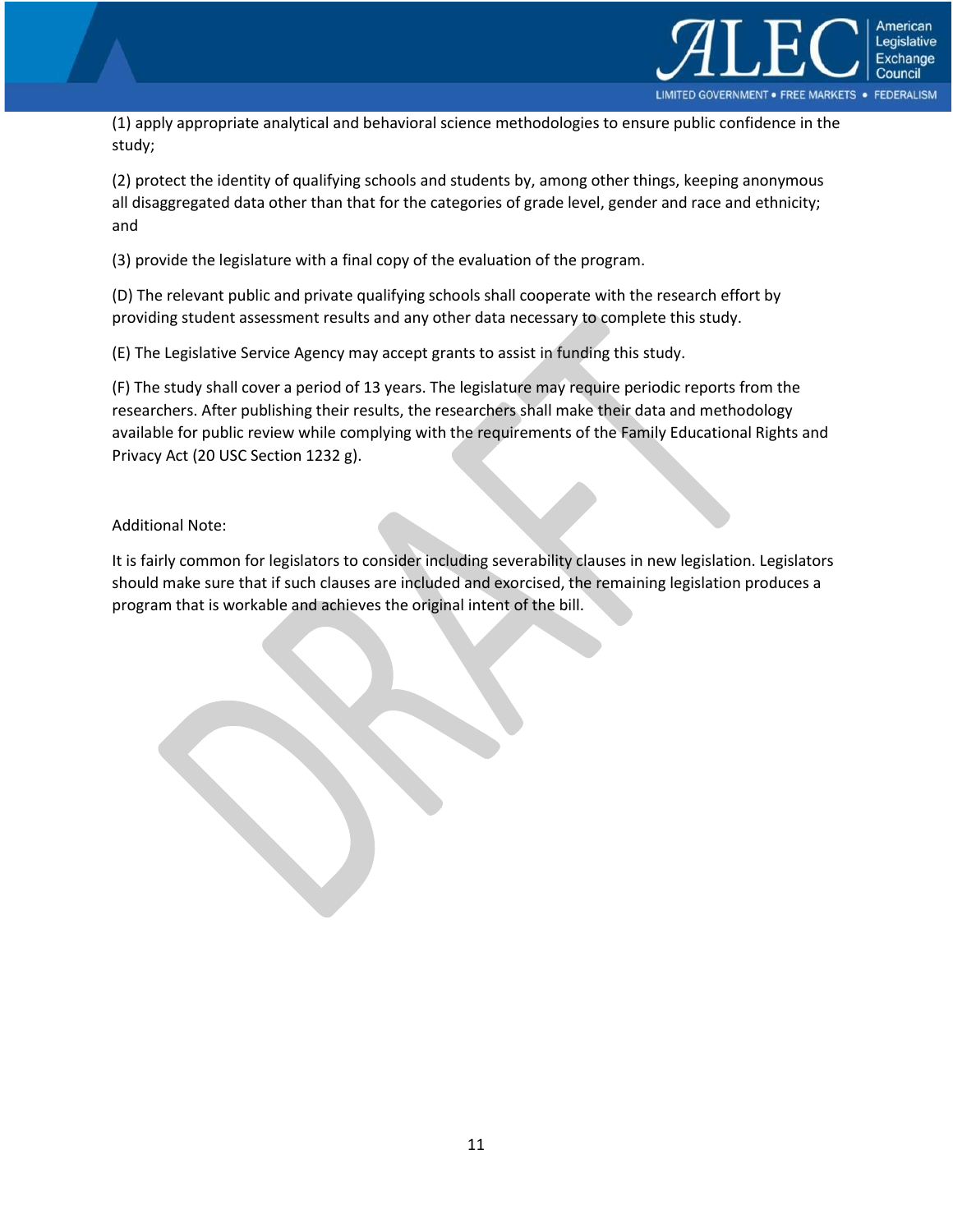(1) apply appropriate analytical and behavioral science methodologies to ensure public confidence in the study;

(2) protect the identity of qualifying schools and students by, among other things, keeping anonymous all disaggregated data other than that for the categories of grade level, gender and race and ethnicity; and

(3) provide the legislature with a final copy of the evaluation of the program.

(D) The relevant public and private qualifying schools shall cooperate with the research effort by providing student assessment results and any other data necessary to complete this study.

(E) The Legislative Service Agency may accept grants to assist in funding this study.

(F) The study shall cover a period of 13 years. The legislature may require periodic reports from the researchers. After publishing their results, the researchers shall make their data and methodology available for public review while complying with the requirements of the Family Educational Rights and Privacy Act (20 USC Section 1232 g).

Additional Note:

It is fairly common for legislators to consider including severability clauses in new legislation. Legislators should make sure that if such clauses are included and exorcised, the remaining legislation produces a program that is workable and achieves the original intent of the bill.